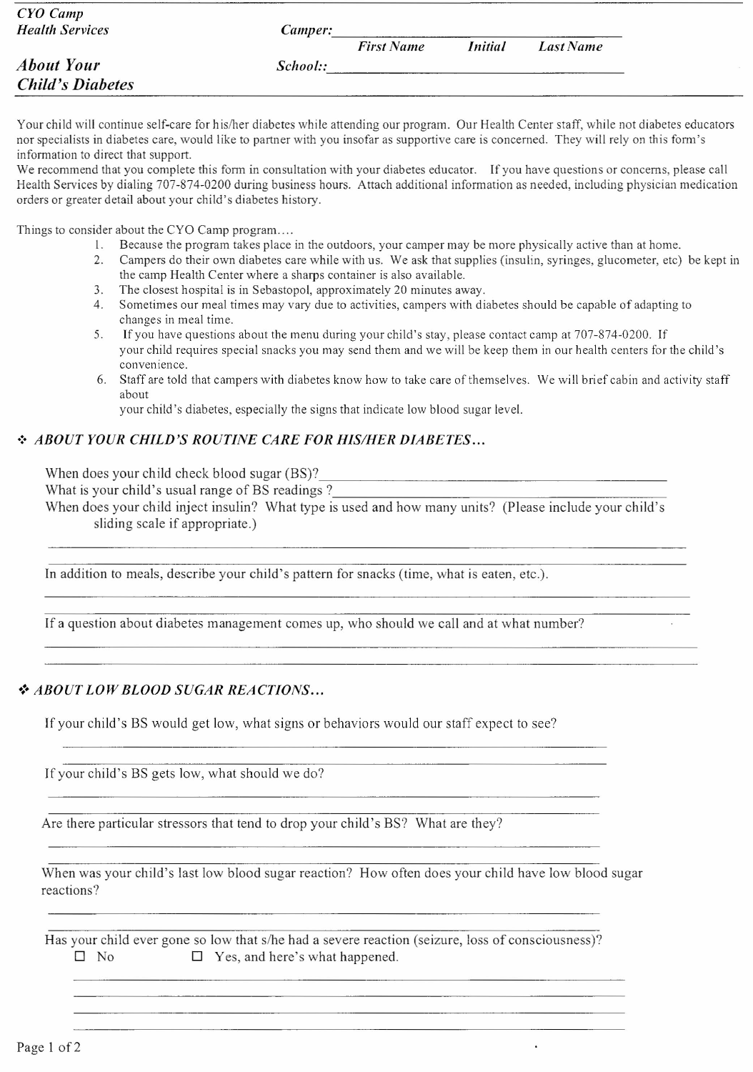*CYO Camp*
*Health Services*

**Camper:** ______________________________
*First Name* *Initial* *Last Name*

**School::** ______________________________

## *About Your Child's Diabetes*

Your child will continue self-care for his/her diabetes while attending our program. Our Health Center staff, while not diabetes educators nor specialists in diabetes care, would like to partner with you insofar as supportive care is concerned. They will rely on this form's information to direct that support.
We recommend that you complete this form in consultation with your diabetes educator. If you have questions or concerns, please call Health Services by dialing 707-874-0200 during business hours. Attach additional information as needed, including physician medication orders or greater detail about your child's diabetes history.

Things to consider about the CYO Camp program....

1. Because the program takes place in the outdoors, your camper may be more physically active than at home.
2. Campers do their own diabetes care while with us. We ask that supplies (insulin, syringes, glucometer, etc) be kept in the camp Health Center where a sharps container is also available.
3. The closest hospital is in Sebastopol, approximately 20 minutes away.
4. Sometimes our meal times may vary due to activities, campers with diabetes should be capable of adapting to changes in meal time.
5. If you have questions about the menu during your child's stay, please contact camp at 707-874-0200. If your child requires special snacks you may send them and we will be keep them in our health centers for the child's convenience.
6. Staff are told that campers with diabetes know how to take care of themselves. We will brief cabin and activity staff about your child's diabetes, especially the signs that indicate low blood sugar level.

### ❖ *ABOUT YOUR CHILD'S ROUTINE CARE FOR HIS/HER DIABETES...*

When does your child check blood sugar (BS)? ______________________________

What is your child's usual range of BS readings ? ______________________________

When does your child inject insulin? What type is used and how many units? (Please include your child's sliding scale if appropriate.)

______________________________

______________________________

In addition to meals, describe your child's pattern for snacks (time, what is eaten, etc.).

______________________________

______________________________

If a question about diabetes management comes up, who should we call and at what number?

______________________________

______________________________

### ❖ *ABOUT LOW BLOOD SUGAR REACTIONS...*

If your child's BS would get low, what signs or behaviors would our staff expect to see?

______________________________

______________________________

If your child's BS gets low, what should we do?

______________________________

______________________________

Are there particular stressors that tend to drop your child's BS? What are they?

______________________________

______________________________

When was your child's last low blood sugar reaction? How often does your child have low blood sugar reactions?

______________________________

______________________________

Has your child ever gone so low that s/he had a severe reaction (seizure, loss of consciousness)?

☐ No ☐ Yes, and here's what happened.

______________________________

______________________________

______________________________

______________________________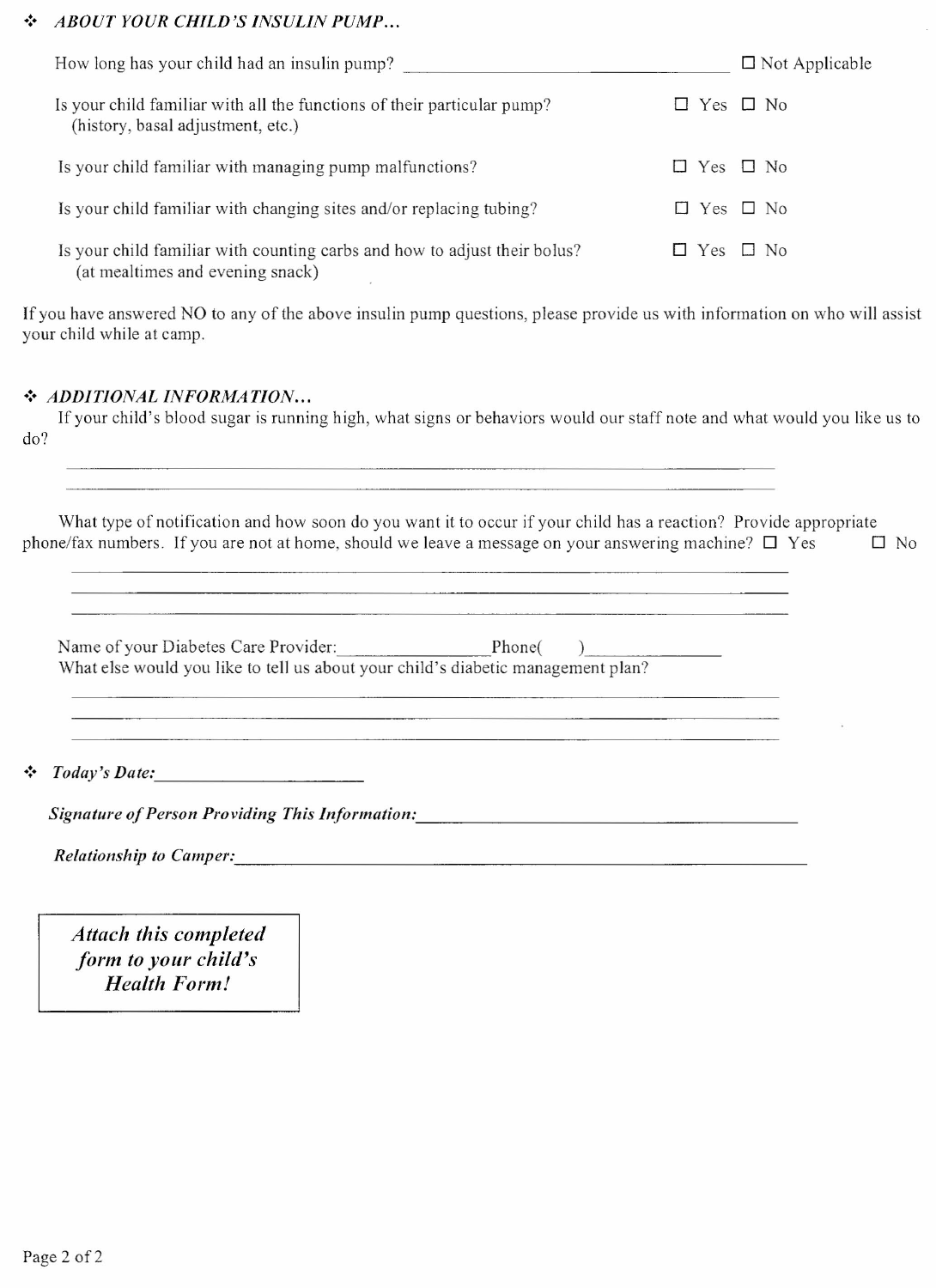## ❖ *ABOUT YOUR CHILD'S INSULIN PUMP…*

How long has your child had an insulin pump? ______________________________ ☐ Not Applicable

Is your child familiar with all the functions of their particular pump? (history, basal adjustment, etc.) ☐ Yes ☐ No

Is your child familiar with managing pump malfunctions? ☐ Yes ☐ No

Is your child familiar with changing sites and/or replacing tubing? ☐ Yes ☐ No

Is your child familiar with counting carbs and how to adjust their bolus? (at mealtimes and evening snack) ☐ Yes ☐ No

If you have answered NO to any of the above insulin pump questions, please provide us with information on who will assist your child while at camp.

## ❖ *ADDITIONAL INFORMATION…*

If your child's blood sugar is running high, what signs or behaviors would our staff note and what would you like us to do?

______________________________________________________________________

______________________________________________________________________

What type of notification and how soon do you want it to occur if your child has a reaction? Provide appropriate phone/fax numbers. If you are not at home, should we leave a message on your answering machine? ☐ Yes ☐ No

______________________________________________________________________

______________________________________________________________________

______________________________________________________________________

Name of your Diabetes Care Provider:________________Phone(    )______________

What else would you like to tell us about your child's diabetic management plan?

______________________________________________________________________

______________________________________________________________________

______________________________________________________________________

❖ ***Today's Date:***______________________

***Signature of Person Providing This Information:***________________________________________

***Relationship to Camper:***____________________________________________________________

*Attach this completed form to your child's Health Form!*